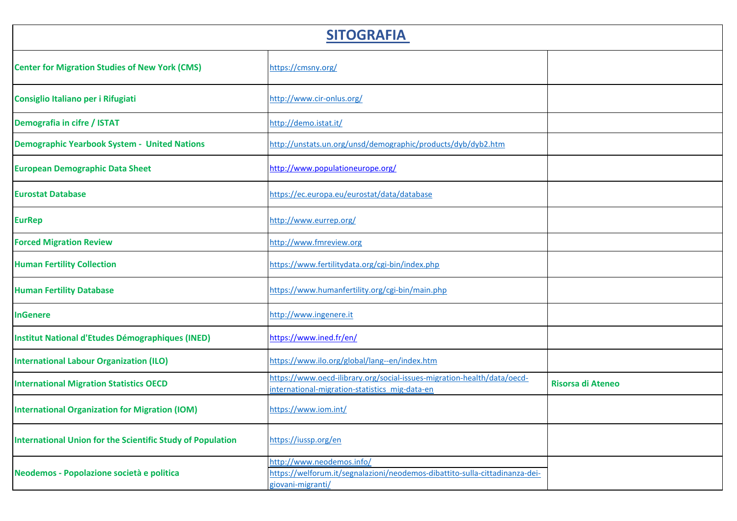# SITOGRAFIA

| | | |
|---|---|---|
| **Center for Migration Studies of New York (CMS)** | https://cmsny.org/ | |
| **Consiglio Italiano per i Rifugiati** | http://www.cir-onlus.org/ | |
| **Demografia in cifre / ISTAT** | http://demo.istat.it/ | |
| **Demographic Yearbook System - United Nations** | http://unstats.un.org/unsd/demographic/products/dyb/dyb2.htm | |
| **European Demographic Data Sheet** | http://www.populationeurope.org/ | |
| **Eurostat Database** | https://ec.europa.eu/eurostat/data/database | |
| **EurRep** | http://www.eurrep.org/ | |
| **Forced Migration Review** | http://www.fmreview.org | |
| **Human Fertility Collection** | https://www.fertilitydata.org/cgi-bin/index.php | |
| **Human Fertility Database** | https://www.humanfertility.org/cgi-bin/main.php | |
| **InGenere** | http://www.ingenere.it | |
| **Institut National d'Etudes Démographiques (INED)** | https://www.ined.fr/en/ | |
| **International Labour Organization (ILO)** | https://www.ilo.org/global/lang--en/index.htm | |
| **International Migration Statistics OECD** | https://www.oecd-ilibrary.org/social-issues-migration-health/data/oecd-international-migration-statistics_mig-data-en | **Risorsa di Ateneo** |
| **International Organization for Migration (IOM)** | https://www.iom.int/ | |
| **International Union for the Scientific Study of Population** | https://iussp.org/en | |
| **Neodemos - Popolazione società e politica** | http://www.neodemos.info/<br>https://welforum.it/segnalazioni/neodemos-dibattito-sulla-cittadinanza-dei-giovani-migranti/ | |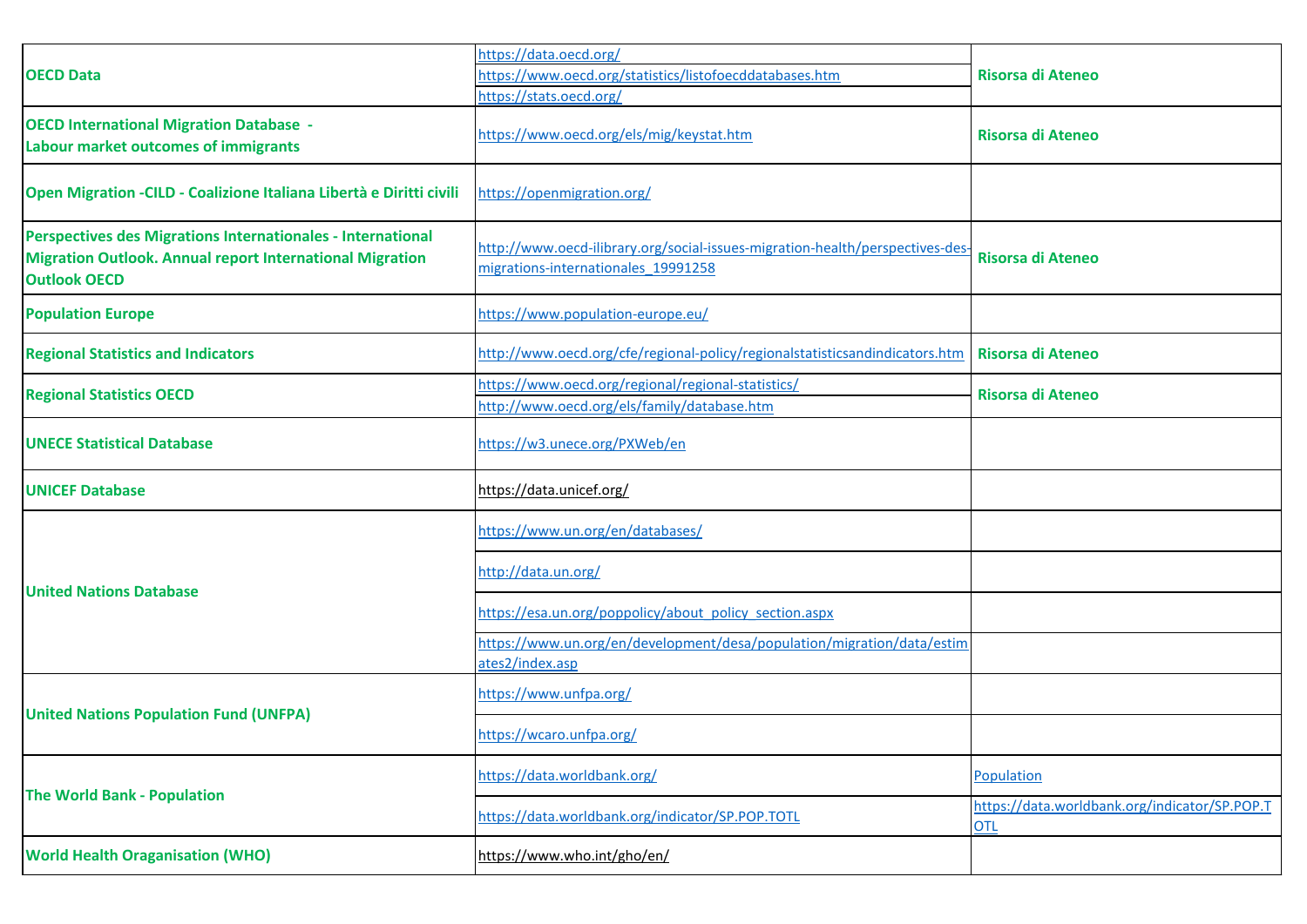| | | |
|---|---|---|
| **OECD Data** | https://data.oecd.org/ | **Risorsa di Ateneo** |
| | https://www.oecd.org/statistics/listofoecddatabases.htm | |
| | https://stats.oecd.org/ | |
| **OECD International Migration Database - Labour market outcomes of immigrants** | https://www.oecd.org/els/mig/keystat.htm | **Risorsa di Ateneo** |
| **Open Migration -CILD - Coalizione Italiana Libertà e Diritti civili** | https://openmigration.org/ | |
| **Perspectives des Migrations Internationales - International Migration Outlook. Annual report International Migration Outlook OECD** | http://www.oecd-ilibrary.org/social-issues-migration-health/perspectives-des-migrations-internationales_19991258 | **Risorsa di Ateneo** |
| **Population Europe** | https://www.population-europe.eu/ | |
| **Regional Statistics and Indicators** | http://www.oecd.org/cfe/regional-policy/regionalstatisticsandindicators.htm | **Risorsa di Ateneo** |
| **Regional Statistics OECD** | https://www.oecd.org/regional/regional-statistics/ | **Risorsa di Ateneo** |
| | http://www.oecd.org/els/family/database.htm | |
| **UNECE Statistical Database** | https://w3.unece.org/PXWeb/en | |
| **UNICEF Database** | https://data.unicef.org/ | |
| **United Nations Database** | https://www.un.org/en/databases/ | |
| | http://data.un.org/ | |
| | https://esa.un.org/poppolicy/about_policy_section.aspx | |
| | https://www.un.org/en/development/desa/population/migration/data/estimates2/index.asp | |
| **United Nations Population Fund (UNFPA)** | https://www.unfpa.org/ | |
| | https://wcaro.unfpa.org/ | |
| **The World Bank - Population** | https://data.worldbank.org/ | Population |
| | https://data.worldbank.org/indicator/SP.POP.TOTL | https://data.worldbank.org/indicator/SP.POP.TOTL |
| **World Health Oraganisation (WHO)** | https://www.who.int/gho/en/ | |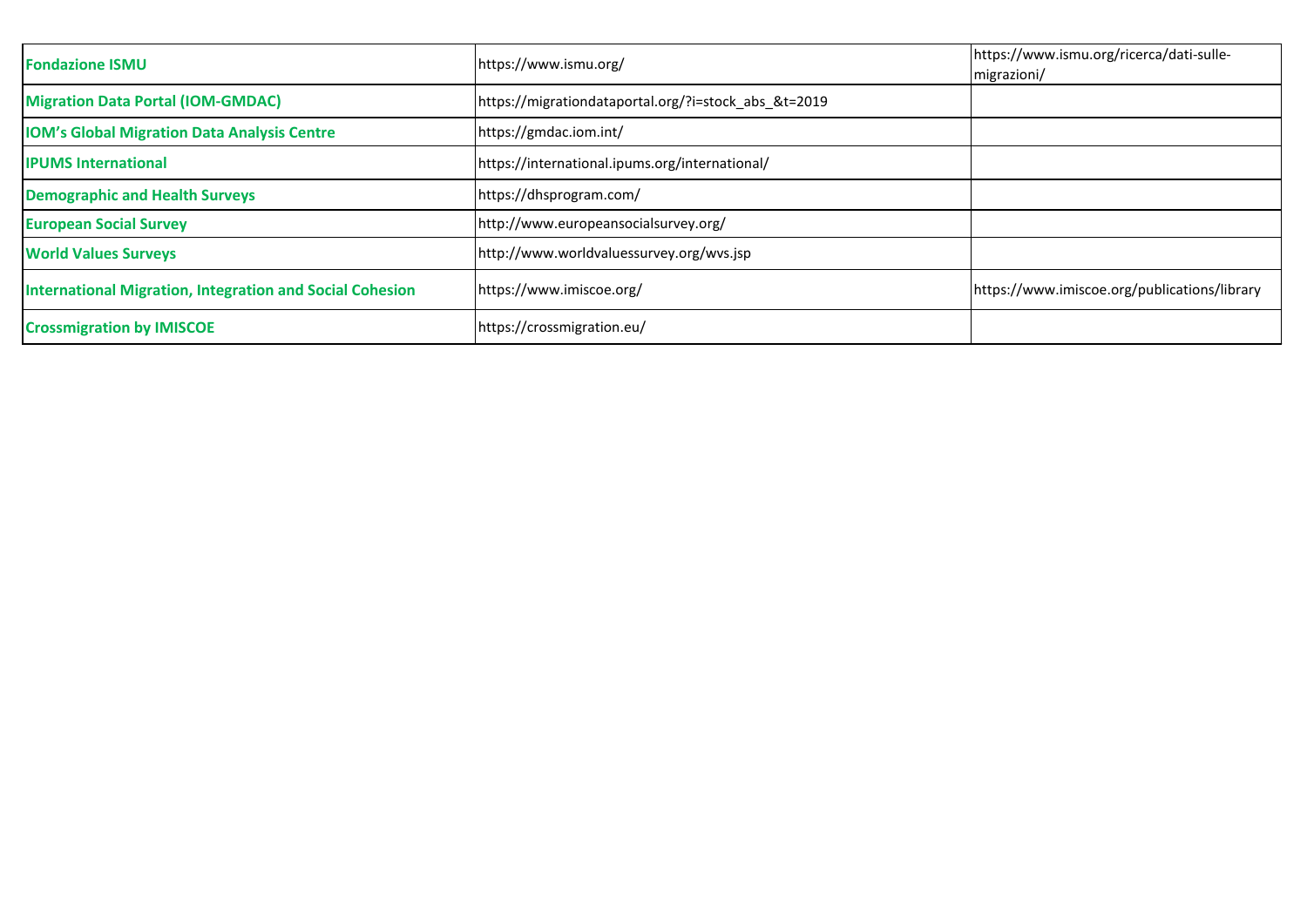| | | |
|---|---|---|
| **Fondazione ISMU** | https://www.ismu.org/ | https://www.ismu.org/ricerca/dati-sulle-migrazioni/ |
| **Migration Data Portal (IOM-GMDAC)** | https://migrationdataportal.org/?i=stock_abs_&t=2019 | |
| **IOM's Global Migration Data Analysis Centre** | https://gmdac.iom.int/ | |
| **IPUMS International** | https://international.ipums.org/international/ | |
| **Demographic and Health Surveys** | https://dhsprogram.com/ | |
| **European Social Survey** | http://www.europeansocialsurvey.org/ | |
| **World Values Surveys** | http://www.worldvaluessurvey.org/wvs.jsp | |
| **International Migration, Integration and Social Cohesion** | https://www.imiscoe.org/ | https://www.imiscoe.org/publications/library |
| **Crossmigration by IMISCOE** | https://crossmigration.eu/ | |